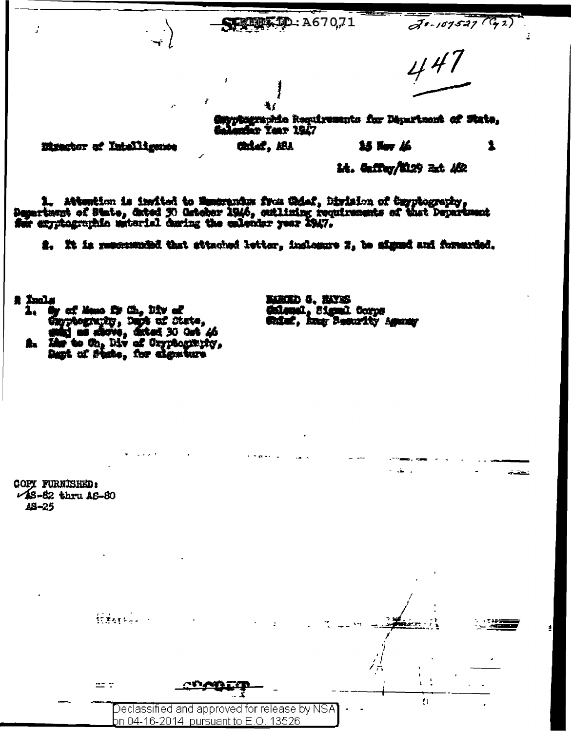SECRET REF ID: A67071

JO-107527 (42)

447

Cryptographic Requirements for Department of State, Calendar Year 1947

Director of Intelligence — Chief, ASA — 15 Nov 46 — 1

Lt. Gaffney/2129 Ext 482

1. Attention is invited to Memorandum from Chief, Division of Cryptography, Department of State, dated 30 October 1946, outlining requirements of that Department for cryptographic material during the calendar year 1947.

2. It is recommended that attached letter, Inclosure 2, be signed and forwarded.

2 Incls
1. Cy of Memo fr Ch, Div of Cryptography, Dept of State, subj as above, dated 30 Oct 46
2. Ltr to Ch, Div of Cryptography, Dept of State, for signature

HAROLD G. HAYES
Colonel, Signal Corps
Chief, Army Security Agency

COPY FURNISHED:
✓AS-82 thru AS-80
AS-25

SECRET

Declassified and approved for release by NSA on 04-16-2014 pursuant to E.O. 13526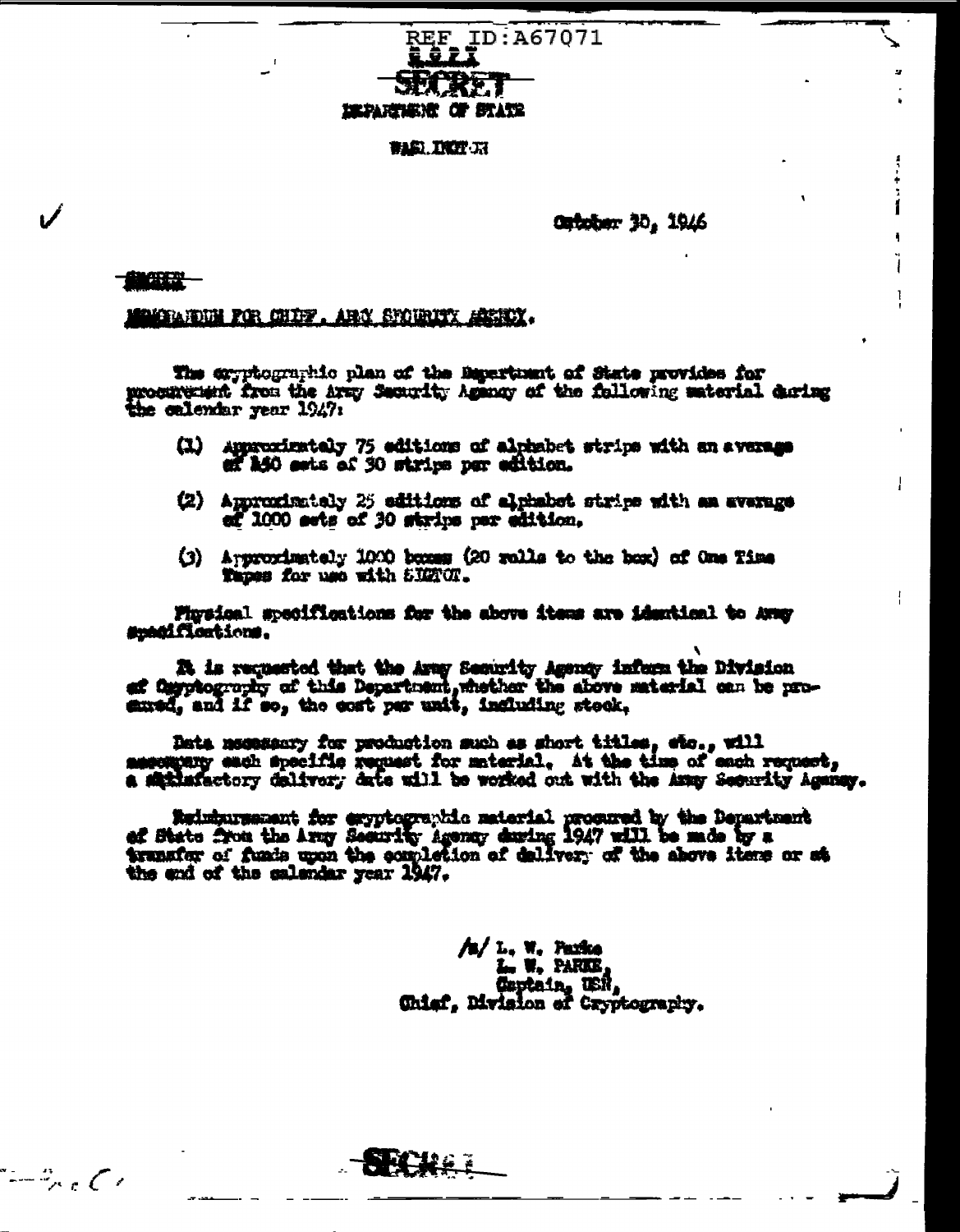REF ID:A67071

SECRET

DEPARTMENT OF STATE

WASHINGTON

October 30, 1946

SECRET

MEMORANDUM FOR CHIEF, ARMY SECURITY AGENCY.

The cryptographic plan of the Department of State provides for procurement from the Army Security Agency of the following material during the calendar year 1947:

(1) Approximately 75 editions of alphabet strips with an average of 150 sets of 30 strips per edition.

(2) Approximately 25 editions of alphabet strips with an average of 1000 sets of 30 strips per edition.

(3) Approximately 1000 boxes (20 rolls to the box) of One Time Tapes for use with SIGTOT.

Physical specifications for the above items are identical to Army specifications.

It is requested that the Army Security Agency inform the Division of Cryptography of this Department, whether the above material can be procured, and if so, the cost per unit, including stock.

Data necessary for production such as short titles, etc., will accompany each specific request for material. At the time of each request, a satisfactory delivery date will be worked out with the Army Security Agency.

Reimbursement for cryptographic material procured by the Department of State from the Army Security Agency during 1947 will be made by a transfer of funds upon the completion of delivery of the above items or at the end of the calendar year 1947.

/s/ L. W. Parke
L. W. PARKE,
Captain, USN,
Chief, Division of Cryptography.

SECRET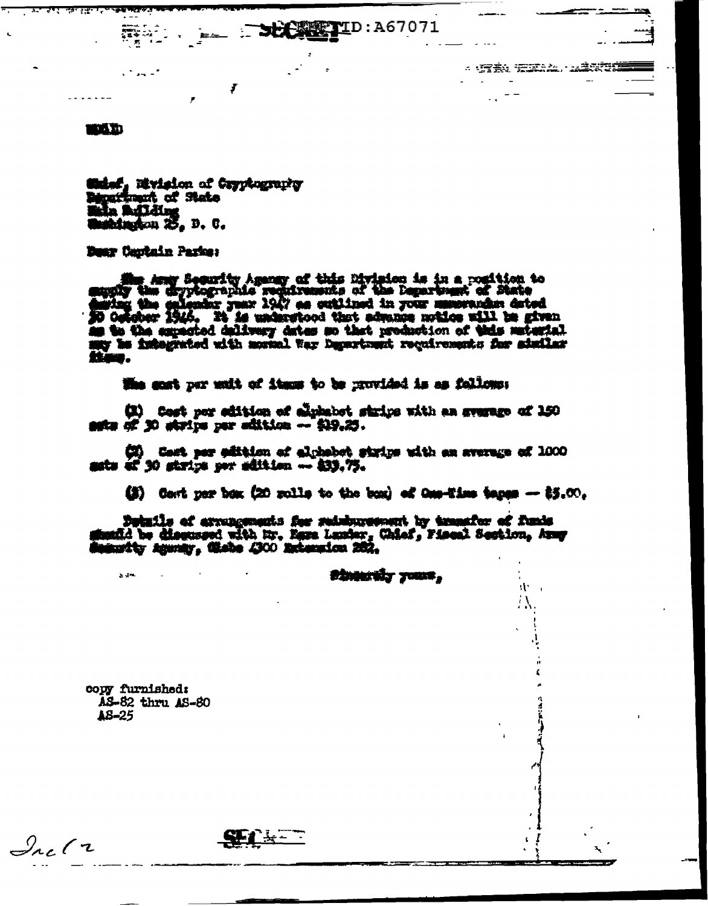SECRET REF ID:A67071

WDGID

Chief, Division of Cryptography
Department of State
Main Building
Washington 25, D. C.

Dear Captain Parke:

The Army Security Agency of this Division is in a position to supply the cryptographic requirements of the Department of State during the calendar year 1947 as outlined in your memorandum dated 30 October 1946. It is understood that advance notice will be given as to the expected delivery dates so that production of this material may be integrated with normal War Department requirements for similar items.

The cost per unit of items to be provided is as follows:

(1) Cost per edition of alphabet strips with an average of 150 sets of 30 strips per edition — $19.25.

(2) Cost per edition of alphabet strips with an average of 1000 sets of 30 strips per edition — $33.75.

(3) Cost per box (20 rolls to the box) of One-Time tapes — $5.00.

Details of arrangements for reimbursement by transfer of funds should be discussed with Mr. Ezra Lauder, Chief, Fiscal Section, Army Security Agency, Globe 4300 Extension 282.

Sincerely yours,

copy furnished:
AS-82 thru AS-80
AS-25

Incl 2

SECRET